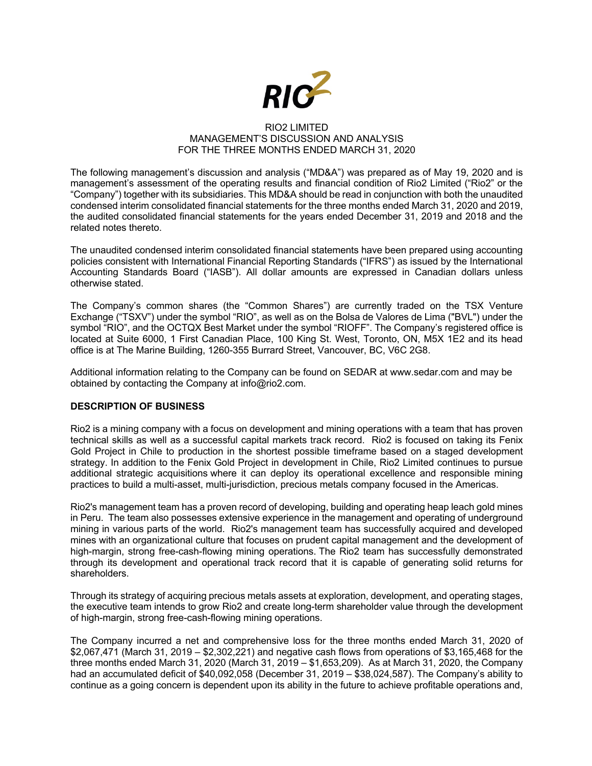RIO2 LIMITED
MANAGEMENT'S DISCUSSION AND ANALYSIS
FOR THE THREE MONTHS ENDED MARCH 31, 2020

The following management's discussion and analysis ("MD&A") was prepared as of May 19, 2020 and is management's assessment of the operating results and financial condition of Rio2 Limited ("Rio2" or the "Company") together with its subsidiaries. This MD&A should be read in conjunction with both the unaudited condensed interim consolidated financial statements for the three months ended March 31, 2020 and 2019, the audited consolidated financial statements for the years ended December 31, 2019 and 2018 and the related notes thereto.

The unaudited condensed interim consolidated financial statements have been prepared using accounting policies consistent with International Financial Reporting Standards ("IFRS") as issued by the International Accounting Standards Board ("IASB"). All dollar amounts are expressed in Canadian dollars unless otherwise stated.

The Company's common shares (the "Common Shares") are currently traded on the TSX Venture Exchange ("TSXV") under the symbol "RIO", as well as on the Bolsa de Valores de Lima ("BVL") under the symbol "RIO", and the OCTQX Best Market under the symbol "RIOFF". The Company's registered office is located at Suite 6000, 1 First Canadian Place, 100 King St. West, Toronto, ON, M5X 1E2 and its head office is at The Marine Building, 1260-355 Burrard Street, Vancouver, BC, V6C 2G8.

Additional information relating to the Company can be found on SEDAR at www.sedar.com and may be obtained by contacting the Company at info@rio2.com.

## DESCRIPTION OF BUSINESS

Rio2 is a mining company with a focus on development and mining operations with a team that has proven technical skills as well as a successful capital markets track record. Rio2 is focused on taking its Fenix Gold Project in Chile to production in the shortest possible timeframe based on a staged development strategy. In addition to the Fenix Gold Project in development in Chile, Rio2 Limited continues to pursue additional strategic acquisitions where it can deploy its operational excellence and responsible mining practices to build a multi-asset, multi-jurisdiction, precious metals company focused in the Americas.

Rio2's management team has a proven record of developing, building and operating heap leach gold mines in Peru. The team also possesses extensive experience in the management and operating of underground mining in various parts of the world. Rio2's management team has successfully acquired and developed mines with an organizational culture that focuses on prudent capital management and the development of high-margin, strong free-cash-flowing mining operations. The Rio2 team has successfully demonstrated through its development and operational track record that it is capable of generating solid returns for shareholders.

Through its strategy of acquiring precious metals assets at exploration, development, and operating stages, the executive team intends to grow Rio2 and create long-term shareholder value through the development of high-margin, strong free-cash-flowing mining operations.

The Company incurred a net and comprehensive loss for the three months ended March 31, 2020 of $2,067,471 (March 31, 2019 – $2,302,221) and negative cash flows from operations of $3,165,468 for the three months ended March 31, 2020 (March 31, 2019 – $1,653,209). As at March 31, 2020, the Company had an accumulated deficit of $40,092,058 (December 31, 2019 – $38,024,587). The Company's ability to continue as a going concern is dependent upon its ability in the future to achieve profitable operations and,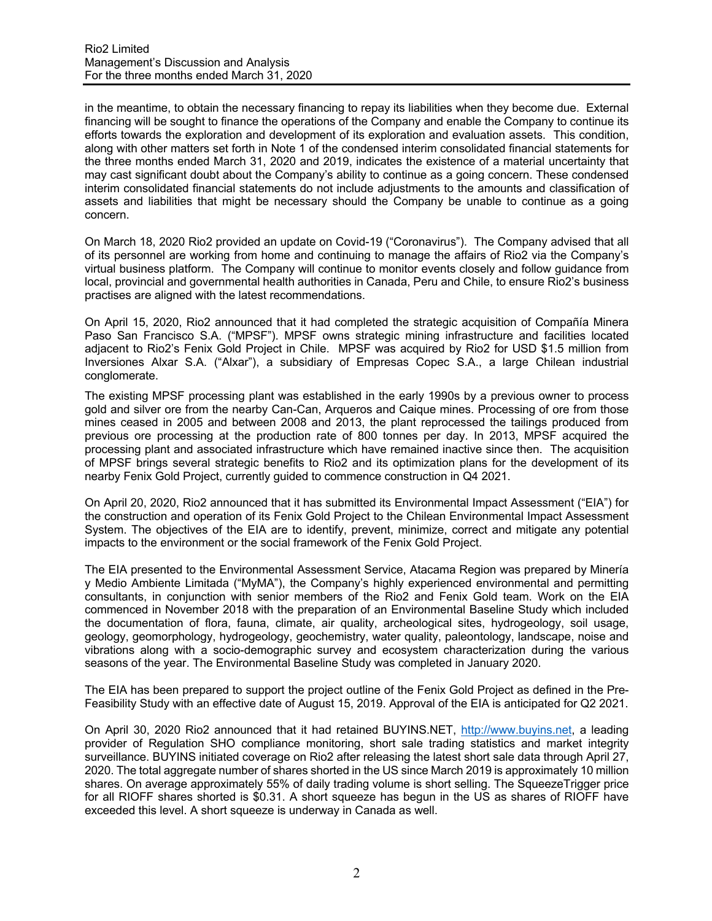in the meantime, to obtain the necessary financing to repay its liabilities when they become due. External financing will be sought to finance the operations of the Company and enable the Company to continue its efforts towards the exploration and development of its exploration and evaluation assets. This condition, along with other matters set forth in Note 1 of the condensed interim consolidated financial statements for the three months ended March 31, 2020 and 2019, indicates the existence of a material uncertainty that may cast significant doubt about the Company's ability to continue as a going concern. These condensed interim consolidated financial statements do not include adjustments to the amounts and classification of assets and liabilities that might be necessary should the Company be unable to continue as a going concern.

On March 18, 2020 Rio2 provided an update on Covid-19 ("Coronavirus"). The Company advised that all of its personnel are working from home and continuing to manage the affairs of Rio2 via the Company's virtual business platform. The Company will continue to monitor events closely and follow guidance from local, provincial and governmental health authorities in Canada, Peru and Chile, to ensure Rio2's business practises are aligned with the latest recommendations.

On April 15, 2020, Rio2 announced that it had completed the strategic acquisition of Compañía Minera Paso San Francisco S.A. ("MPSF"). MPSF owns strategic mining infrastructure and facilities located adjacent to Rio2's Fenix Gold Project in Chile. MPSF was acquired by Rio2 for USD $1.5 million from Inversiones Alxar S.A. ("Alxar"), a subsidiary of Empresas Copec S.A., a large Chilean industrial conglomerate.

The existing MPSF processing plant was established in the early 1990s by a previous owner to process gold and silver ore from the nearby Can-Can, Arqueros and Caique mines. Processing of ore from those mines ceased in 2005 and between 2008 and 2013, the plant reprocessed the tailings produced from previous ore processing at the production rate of 800 tonnes per day. In 2013, MPSF acquired the processing plant and associated infrastructure which have remained inactive since then. The acquisition of MPSF brings several strategic benefits to Rio2 and its optimization plans for the development of its nearby Fenix Gold Project, currently guided to commence construction in Q4 2021.

On April 20, 2020, Rio2 announced that it has submitted its Environmental Impact Assessment ("EIA") for the construction and operation of its Fenix Gold Project to the Chilean Environmental Impact Assessment System. The objectives of the EIA are to identify, prevent, minimize, correct and mitigate any potential impacts to the environment or the social framework of the Fenix Gold Project.

The EIA presented to the Environmental Assessment Service, Atacama Region was prepared by Minería y Medio Ambiente Limitada ("MyMA"), the Company's highly experienced environmental and permitting consultants, in conjunction with senior members of the Rio2 and Fenix Gold team. Work on the EIA commenced in November 2018 with the preparation of an Environmental Baseline Study which included the documentation of flora, fauna, climate, air quality, archeological sites, hydrogeology, soil usage, geology, geomorphology, hydrogeology, geochemistry, water quality, paleontology, landscape, noise and vibrations along with a socio-demographic survey and ecosystem characterization during the various seasons of the year. The Environmental Baseline Study was completed in January 2020.

The EIA has been prepared to support the project outline of the Fenix Gold Project as defined in the Pre-Feasibility Study with an effective date of August 15, 2019. Approval of the EIA is anticipated for Q2 2021.

On April 30, 2020 Rio2 announced that it had retained BUYINS.NET, http://www.buyins.net, a leading provider of Regulation SHO compliance monitoring, short sale trading statistics and market integrity surveillance. BUYINS initiated coverage on Rio2 after releasing the latest short sale data through April 27, 2020. The total aggregate number of shares shorted in the US since March 2019 is approximately 10 million shares. On average approximately 55% of daily trading volume is short selling. The SqueezeTrigger price for all RIOFF shares shorted is $0.31. A short squeeze has begun in the US as shares of RIOFF have exceeded this level. A short squeeze is underway in Canada as well.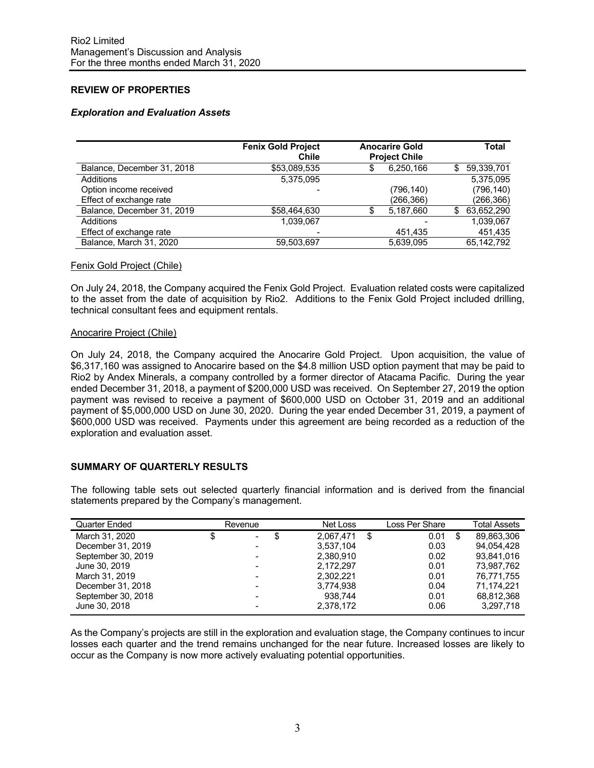## REVIEW OF PROPERTIES

### *Exploration and Evaluation Assets*

| | Fenix Gold Project Chile | Anocarire Gold Project Chile | Total |
|---|---|---|---|
| Balance, December 31, 2018 | $53,089,535 | $ 6,250,166 | $ 59,339,701 |
| Additions | 5,375,095 | | 5,375,095 |
| Option income received | - | (796,140) | (796,140) |
| Effect of exchange rate | | (266,366) | (266,366) |
| Balance, December 31, 2019 | $58,464,630 | $ 5,187,660 | $ 63,652,290 |
| Additions | 1,039,067 | - | 1,039,067 |
| Effect of exchange rate | - | 451,435 | 451,435 |
| Balance, March 31, 2020 | 59,503,697 | 5,639,095 | 65,142,792 |

Fenix Gold Project (Chile)

On July 24, 2018, the Company acquired the Fenix Gold Project. Evaluation related costs were capitalized to the asset from the date of acquisition by Rio2. Additions to the Fenix Gold Project included drilling, technical consultant fees and equipment rentals.

Anocarire Project (Chile)

On July 24, 2018, the Company acquired the Anocarire Gold Project. Upon acquisition, the value of $6,317,160 was assigned to Anocarire based on the $4.8 million USD option payment that may be paid to Rio2 by Andex Minerals, a company controlled by a former director of Atacama Pacific. During the year ended December 31, 2018, a payment of $200,000 USD was received. On September 27, 2019 the option payment was revised to receive a payment of $600,000 USD on October 31, 2019 and an additional payment of $5,000,000 USD on June 30, 2020. During the year ended December 31, 2019, a payment of $600,000 USD was received. Payments under this agreement are being recorded as a reduction of the exploration and evaluation asset.

## SUMMARY OF QUARTERLY RESULTS

The following table sets out selected quarterly financial information and is derived from the financial statements prepared by the Company's management.

| Quarter Ended | Revenue | Net Loss | Loss Per Share | Total Assets |
|---|---|---|---|---|
| March 31, 2020 | $ - | $ 2,067,471 | $ 0.01 | $ 89,863,306 |
| December 31, 2019 | - | 3,537,104 | 0.03 | 94,054,428 |
| September 30, 2019 | - | 2,380,910 | 0.02 | 93,841,016 |
| June 30, 2019 | - | 2,172,297 | 0.01 | 73,987,762 |
| March 31, 2019 | - | 2,302,221 | 0.01 | 76,771,755 |
| December 31, 2018 | - | 3,774,938 | 0.04 | 71,174,221 |
| September 30, 2018 | - | 938,744 | 0.01 | 68,812,368 |
| June 30, 2018 | - | 2,378,172 | 0.06 | 3,297,718 |

As the Company's projects are still in the exploration and evaluation stage, the Company continues to incur losses each quarter and the trend remains unchanged for the near future. Increased losses are likely to occur as the Company is now more actively evaluating potential opportunities.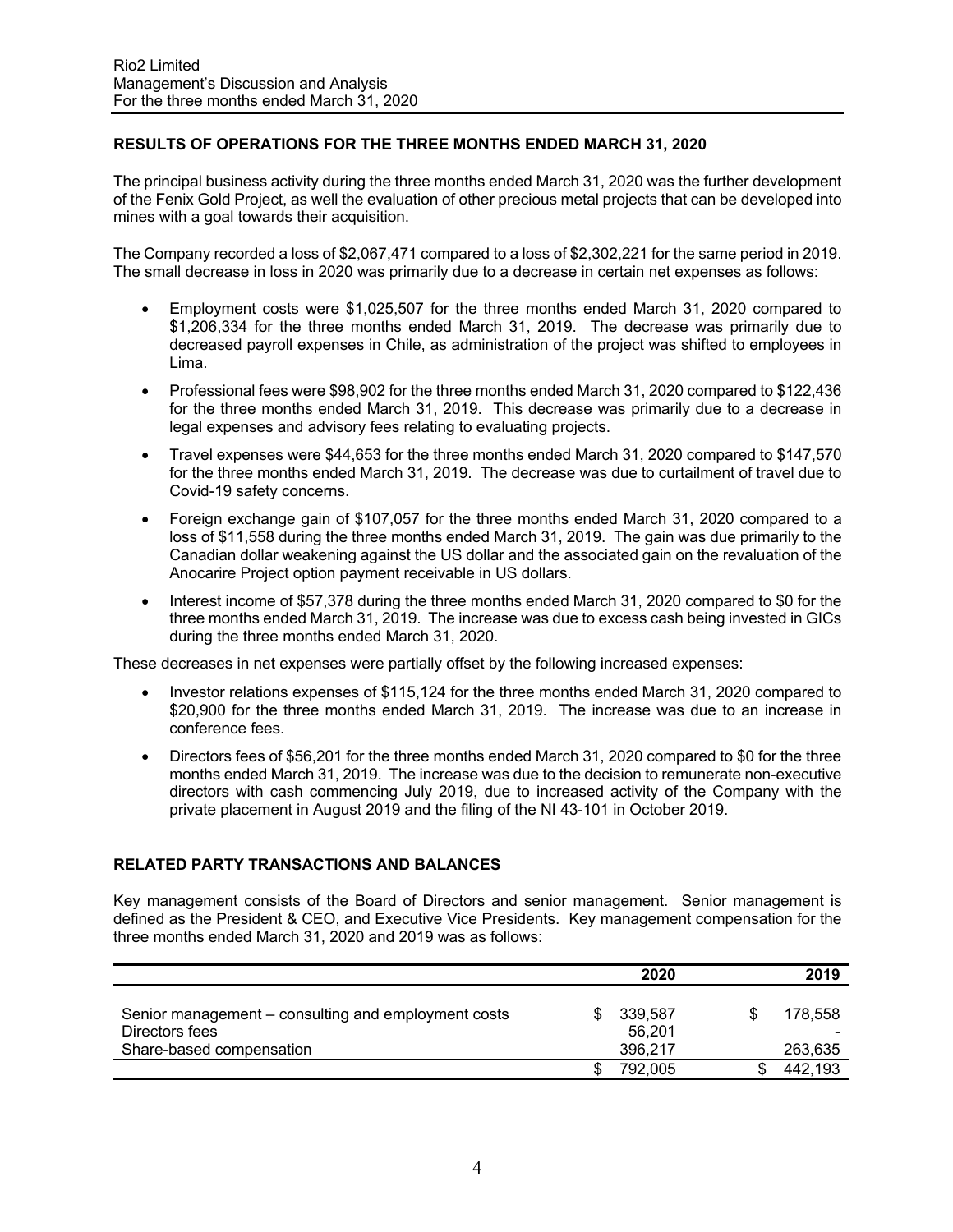## RESULTS OF OPERATIONS FOR THE THREE MONTHS ENDED MARCH 31, 2020

The principal business activity during the three months ended March 31, 2020 was the further development of the Fenix Gold Project, as well the evaluation of other precious metal projects that can be developed into mines with a goal towards their acquisition.

The Company recorded a loss of $2,067,471 compared to a loss of $2,302,221 for the same period in 2019. The small decrease in loss in 2020 was primarily due to a decrease in certain net expenses as follows:

- Employment costs were $1,025,507 for the three months ended March 31, 2020 compared to $1,206,334 for the three months ended March 31, 2019. The decrease was primarily due to decreased payroll expenses in Chile, as administration of the project was shifted to employees in Lima.
- Professional fees were $98,902 for the three months ended March 31, 2020 compared to $122,436 for the three months ended March 31, 2019. This decrease was primarily due to a decrease in legal expenses and advisory fees relating to evaluating projects.
- Travel expenses were $44,653 for the three months ended March 31, 2020 compared to $147,570 for the three months ended March 31, 2019. The decrease was due to curtailment of travel due to Covid-19 safety concerns.
- Foreign exchange gain of $107,057 for the three months ended March 31, 2020 compared to a loss of $11,558 during the three months ended March 31, 2019. The gain was due primarily to the Canadian dollar weakening against the US dollar and the associated gain on the revaluation of the Anocarire Project option payment receivable in US dollars.
- Interest income of $57,378 during the three months ended March 31, 2020 compared to $0 for the three months ended March 31, 2019. The increase was due to excess cash being invested in GICs during the three months ended March 31, 2020.

These decreases in net expenses were partially offset by the following increased expenses:

- Investor relations expenses of $115,124 for the three months ended March 31, 2020 compared to $20,900 for the three months ended March 31, 2019. The increase was due to an increase in conference fees.
- Directors fees of $56,201 for the three months ended March 31, 2020 compared to $0 for the three months ended March 31, 2019. The increase was due to the decision to remunerate non-executive directors with cash commencing July 2019, due to increased activity of the Company with the private placement in August 2019 and the filing of the NI 43-101 in October 2019.

## RELATED PARTY TRANSACTIONS AND BALANCES

Key management consists of the Board of Directors and senior management. Senior management is defined as the President & CEO, and Executive Vice Presidents. Key management compensation for the three months ended March 31, 2020 and 2019 was as follows:

| | 2020 | 2019 |
|---|---|---|
| Senior management – consulting and employment costs | $ 339,587 | $ 178,558 |
| Directors fees | 56,201 | - |
| Share-based compensation | 396,217 | 263,635 |
| | $ 792,005 | $ 442,193 |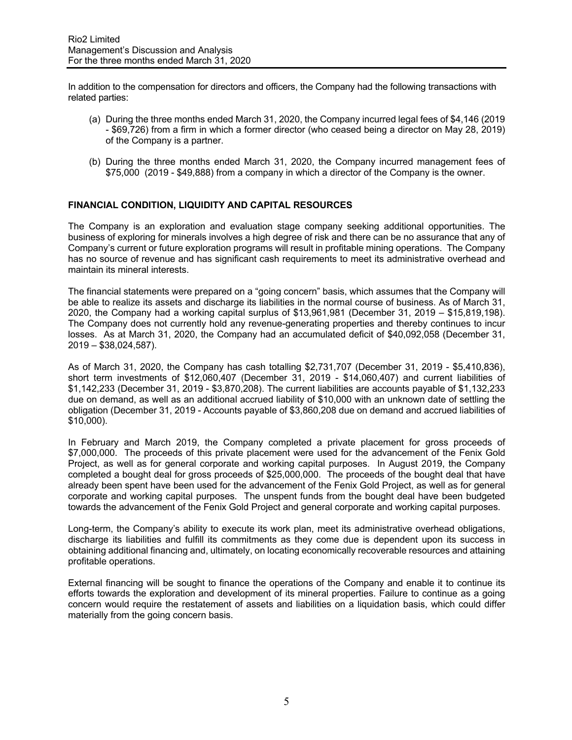In addition to the compensation for directors and officers, the Company had the following transactions with related parties:

(a) During the three months ended March 31, 2020, the Company incurred legal fees of $4,146 (2019 - $69,726) from a firm in which a former director (who ceased being a director on May 28, 2019) of the Company is a partner.

(b) During the three months ended March 31, 2020, the Company incurred management fees of $75,000 (2019 - $49,888) from a company in which a director of the Company is the owner.

## FINANCIAL CONDITION, LIQUIDITY AND CAPITAL RESOURCES

The Company is an exploration and evaluation stage company seeking additional opportunities. The business of exploring for minerals involves a high degree of risk and there can be no assurance that any of Company's current or future exploration programs will result in profitable mining operations. The Company has no source of revenue and has significant cash requirements to meet its administrative overhead and maintain its mineral interests.

The financial statements were prepared on a "going concern" basis, which assumes that the Company will be able to realize its assets and discharge its liabilities in the normal course of business. As of March 31, 2020, the Company had a working capital surplus of $13,961,981 (December 31, 2019 – $15,819,198). The Company does not currently hold any revenue-generating properties and thereby continues to incur losses. As at March 31, 2020, the Company had an accumulated deficit of $40,092,058 (December 31, 2019 – $38,024,587).

As of March 31, 2020, the Company has cash totalling $2,731,707 (December 31, 2019 - $5,410,836), short term investments of $12,060,407 (December 31, 2019 - $14,060,407) and current liabilities of $1,142,233 (December 31, 2019 - $3,870,208). The current liabilities are accounts payable of $1,132,233 due on demand, as well as an additional accrued liability of $10,000 with an unknown date of settling the obligation (December 31, 2019 - Accounts payable of $3,860,208 due on demand and accrued liabilities of $10,000).

In February and March 2019, the Company completed a private placement for gross proceeds of $7,000,000. The proceeds of this private placement were used for the advancement of the Fenix Gold Project, as well as for general corporate and working capital purposes. In August 2019, the Company completed a bought deal for gross proceeds of $25,000,000. The proceeds of the bought deal that have already been spent have been used for the advancement of the Fenix Gold Project, as well as for general corporate and working capital purposes. The unspent funds from the bought deal have been budgeted towards the advancement of the Fenix Gold Project and general corporate and working capital purposes.

Long-term, the Company's ability to execute its work plan, meet its administrative overhead obligations, discharge its liabilities and fulfill its commitments as they come due is dependent upon its success in obtaining additional financing and, ultimately, on locating economically recoverable resources and attaining profitable operations.

External financing will be sought to finance the operations of the Company and enable it to continue its efforts towards the exploration and development of its mineral properties. Failure to continue as a going concern would require the restatement of assets and liabilities on a liquidation basis, which could differ materially from the going concern basis.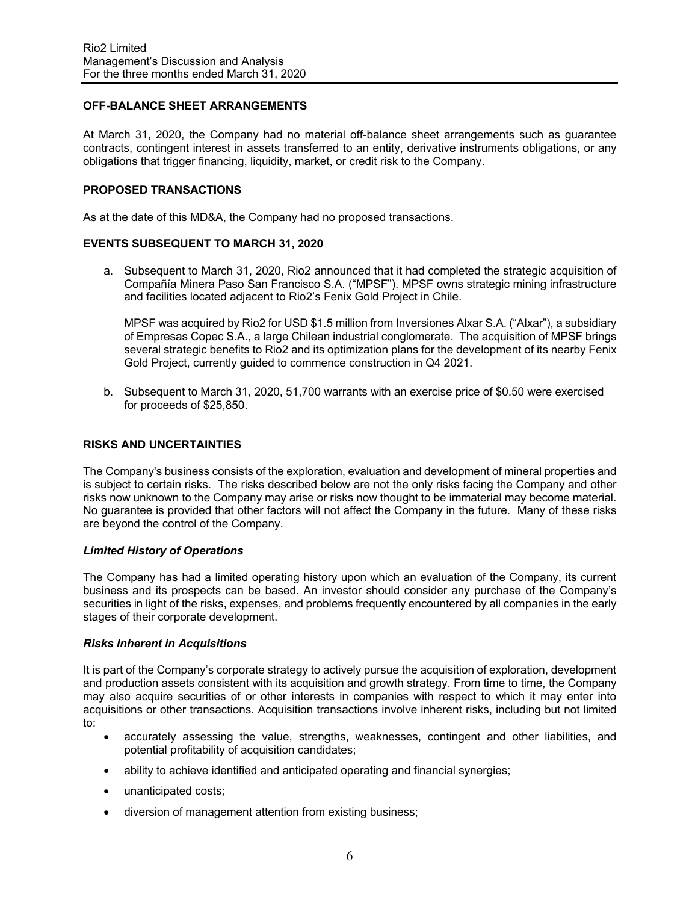## OFF-BALANCE SHEET ARRANGEMENTS

At March 31, 2020, the Company had no material off-balance sheet arrangements such as guarantee contracts, contingent interest in assets transferred to an entity, derivative instruments obligations, or any obligations that trigger financing, liquidity, market, or credit risk to the Company.

## PROPOSED TRANSACTIONS

As at the date of this MD&A, the Company had no proposed transactions.

## EVENTS SUBSEQUENT TO MARCH 31, 2020

a. Subsequent to March 31, 2020, Rio2 announced that it had completed the strategic acquisition of Compañía Minera Paso San Francisco S.A. ("MPSF"). MPSF owns strategic mining infrastructure and facilities located adjacent to Rio2's Fenix Gold Project in Chile.

   MPSF was acquired by Rio2 for USD $1.5 million from Inversiones Alxar S.A. ("Alxar"), a subsidiary of Empresas Copec S.A., a large Chilean industrial conglomerate. The acquisition of MPSF brings several strategic benefits to Rio2 and its optimization plans for the development of its nearby Fenix Gold Project, currently guided to commence construction in Q4 2021.

b. Subsequent to March 31, 2020, 51,700 warrants with an exercise price of $0.50 were exercised for proceeds of $25,850.

## RISKS AND UNCERTAINTIES

The Company's business consists of the exploration, evaluation and development of mineral properties and is subject to certain risks. The risks described below are not the only risks facing the Company and other risks now unknown to the Company may arise or risks now thought to be immaterial may become material. No guarantee is provided that other factors will not affect the Company in the future. Many of these risks are beyond the control of the Company.

### *Limited History of Operations*

The Company has had a limited operating history upon which an evaluation of the Company, its current business and its prospects can be based. An investor should consider any purchase of the Company's securities in light of the risks, expenses, and problems frequently encountered by all companies in the early stages of their corporate development.

### *Risks Inherent in Acquisitions*

It is part of the Company's corporate strategy to actively pursue the acquisition of exploration, development and production assets consistent with its acquisition and growth strategy. From time to time, the Company may also acquire securities of or other interests in companies with respect to which it may enter into acquisitions or other transactions. Acquisition transactions involve inherent risks, including but not limited to:

- accurately assessing the value, strengths, weaknesses, contingent and other liabilities, and potential profitability of acquisition candidates;
- ability to achieve identified and anticipated operating and financial synergies;
- unanticipated costs;
- diversion of management attention from existing business;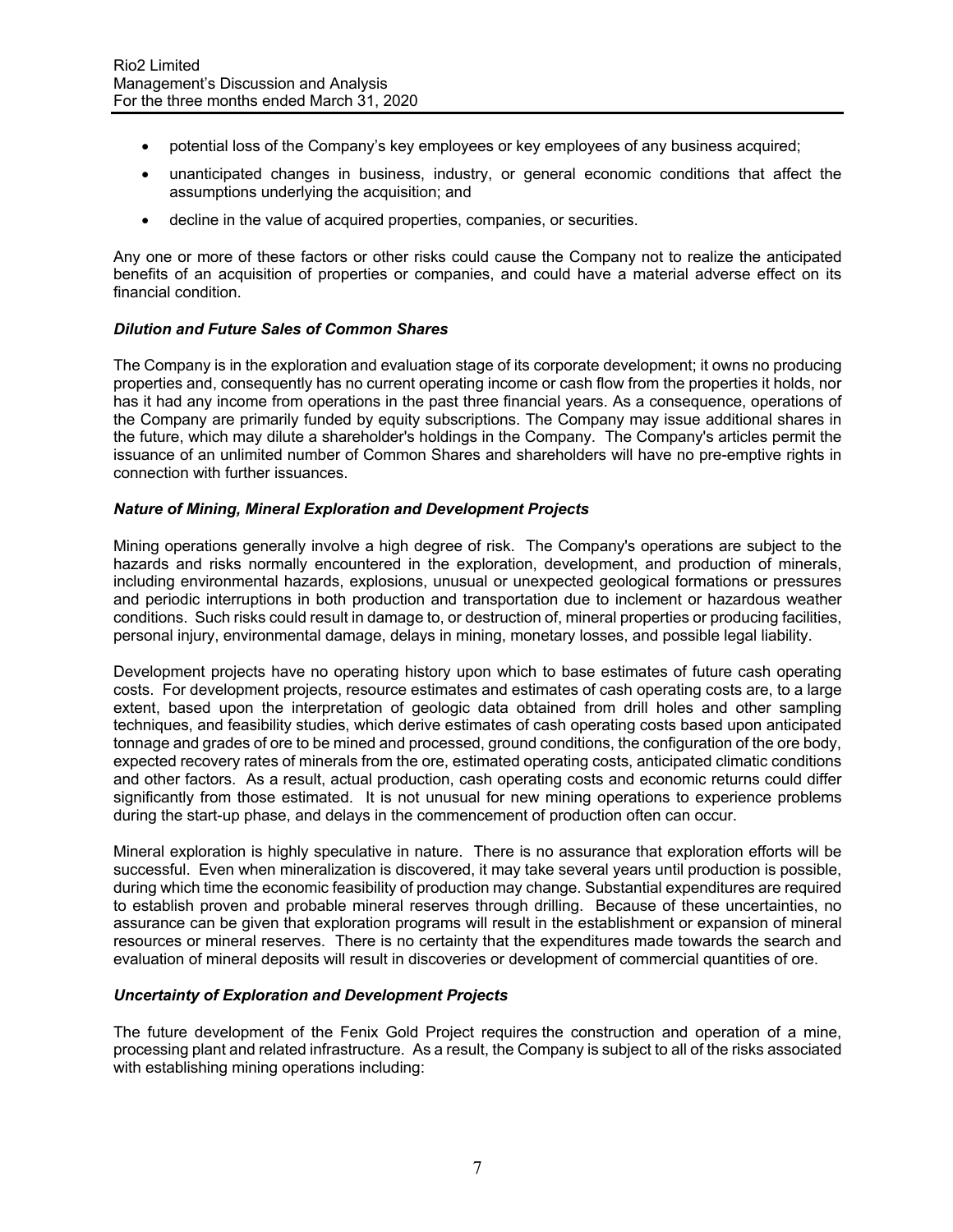- potential loss of the Company's key employees or key employees of any business acquired;
- unanticipated changes in business, industry, or general economic conditions that affect the assumptions underlying the acquisition; and
- decline in the value of acquired properties, companies, or securities.

Any one or more of these factors or other risks could cause the Company not to realize the anticipated benefits of an acquisition of properties or companies, and could have a material adverse effect on its financial condition.

***Dilution and Future Sales of Common Shares***

The Company is in the exploration and evaluation stage of its corporate development; it owns no producing properties and, consequently has no current operating income or cash flow from the properties it holds, nor has it had any income from operations in the past three financial years. As a consequence, operations of the Company are primarily funded by equity subscriptions. The Company may issue additional shares in the future, which may dilute a shareholder's holdings in the Company. The Company's articles permit the issuance of an unlimited number of Common Shares and shareholders will have no pre-emptive rights in connection with further issuances.

***Nature of Mining, Mineral Exploration and Development Projects***

Mining operations generally involve a high degree of risk. The Company's operations are subject to the hazards and risks normally encountered in the exploration, development, and production of minerals, including environmental hazards, explosions, unusual or unexpected geological formations or pressures and periodic interruptions in both production and transportation due to inclement or hazardous weather conditions. Such risks could result in damage to, or destruction of, mineral properties or producing facilities, personal injury, environmental damage, delays in mining, monetary losses, and possible legal liability.

Development projects have no operating history upon which to base estimates of future cash operating costs. For development projects, resource estimates and estimates of cash operating costs are, to a large extent, based upon the interpretation of geologic data obtained from drill holes and other sampling techniques, and feasibility studies, which derive estimates of cash operating costs based upon anticipated tonnage and grades of ore to be mined and processed, ground conditions, the configuration of the ore body, expected recovery rates of minerals from the ore, estimated operating costs, anticipated climatic conditions and other factors. As a result, actual production, cash operating costs and economic returns could differ significantly from those estimated. It is not unusual for new mining operations to experience problems during the start-up phase, and delays in the commencement of production often can occur.

Mineral exploration is highly speculative in nature. There is no assurance that exploration efforts will be successful. Even when mineralization is discovered, it may take several years until production is possible, during which time the economic feasibility of production may change. Substantial expenditures are required to establish proven and probable mineral reserves through drilling. Because of these uncertainties, no assurance can be given that exploration programs will result in the establishment or expansion of mineral resources or mineral reserves. There is no certainty that the expenditures made towards the search and evaluation of mineral deposits will result in discoveries or development of commercial quantities of ore.

***Uncertainty of Exploration and Development Projects***

The future development of the Fenix Gold Project requires the construction and operation of a mine, processing plant and related infrastructure. As a result, the Company is subject to all of the risks associated with establishing mining operations including: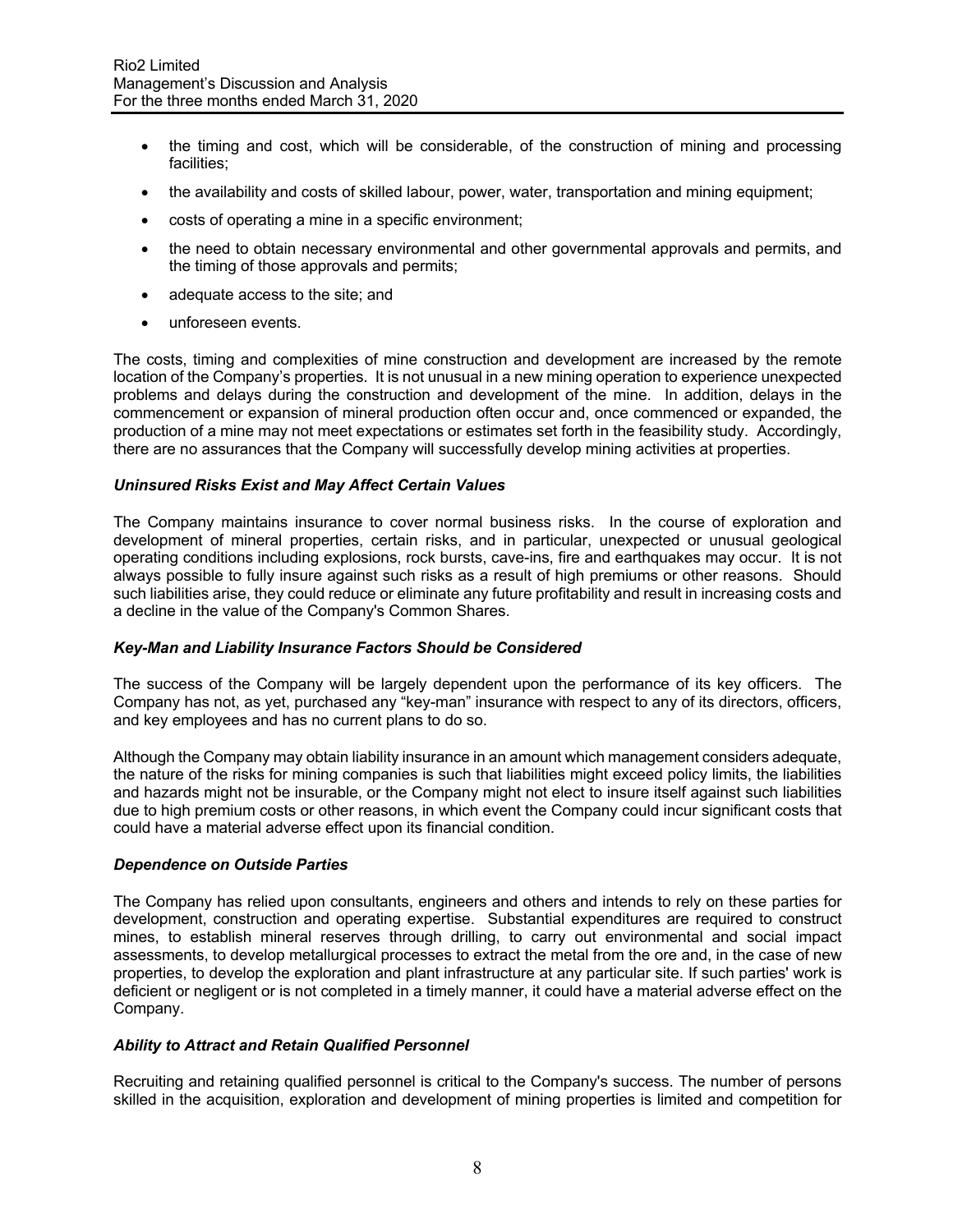- the timing and cost, which will be considerable, of the construction of mining and processing facilities;
- the availability and costs of skilled labour, power, water, transportation and mining equipment;
- costs of operating a mine in a specific environment;
- the need to obtain necessary environmental and other governmental approvals and permits, and the timing of those approvals and permits;
- adequate access to the site; and
- unforeseen events.

The costs, timing and complexities of mine construction and development are increased by the remote location of the Company's properties. It is not unusual in a new mining operation to experience unexpected problems and delays during the construction and development of the mine. In addition, delays in the commencement or expansion of mineral production often occur and, once commenced or expanded, the production of a mine may not meet expectations or estimates set forth in the feasibility study. Accordingly, there are no assurances that the Company will successfully develop mining activities at properties.

***Uninsured Risks Exist and May Affect Certain Values***

The Company maintains insurance to cover normal business risks. In the course of exploration and development of mineral properties, certain risks, and in particular, unexpected or unusual geological operating conditions including explosions, rock bursts, cave-ins, fire and earthquakes may occur. It is not always possible to fully insure against such risks as a result of high premiums or other reasons. Should such liabilities arise, they could reduce or eliminate any future profitability and result in increasing costs and a decline in the value of the Company's Common Shares.

***Key-Man and Liability Insurance Factors Should be Considered***

The success of the Company will be largely dependent upon the performance of its key officers. The Company has not, as yet, purchased any "key-man" insurance with respect to any of its directors, officers, and key employees and has no current plans to do so.

Although the Company may obtain liability insurance in an amount which management considers adequate, the nature of the risks for mining companies is such that liabilities might exceed policy limits, the liabilities and hazards might not be insurable, or the Company might not elect to insure itself against such liabilities due to high premium costs or other reasons, in which event the Company could incur significant costs that could have a material adverse effect upon its financial condition.

***Dependence on Outside Parties***

The Company has relied upon consultants, engineers and others and intends to rely on these parties for development, construction and operating expertise. Substantial expenditures are required to construct mines, to establish mineral reserves through drilling, to carry out environmental and social impact assessments, to develop metallurgical processes to extract the metal from the ore and, in the case of new properties, to develop the exploration and plant infrastructure at any particular site. If such parties' work is deficient or negligent or is not completed in a timely manner, it could have a material adverse effect on the Company.

***Ability to Attract and Retain Qualified Personnel***

Recruiting and retaining qualified personnel is critical to the Company's success. The number of persons skilled in the acquisition, exploration and development of mining properties is limited and competition for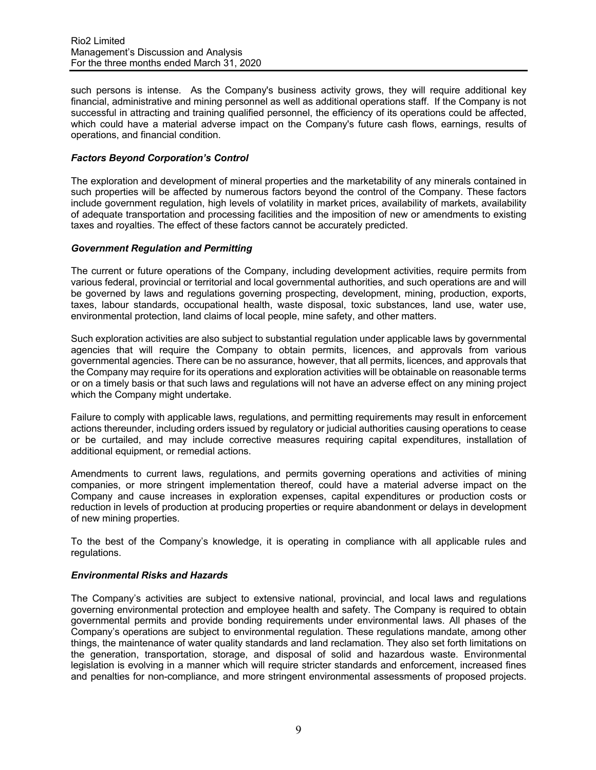such persons is intense. As the Company's business activity grows, they will require additional key financial, administrative and mining personnel as well as additional operations staff. If the Company is not successful in attracting and training qualified personnel, the efficiency of its operations could be affected, which could have a material adverse impact on the Company's future cash flows, earnings, results of operations, and financial condition.

### *Factors Beyond Corporation's Control*

The exploration and development of mineral properties and the marketability of any minerals contained in such properties will be affected by numerous factors beyond the control of the Company. These factors include government regulation, high levels of volatility in market prices, availability of markets, availability of adequate transportation and processing facilities and the imposition of new or amendments to existing taxes and royalties. The effect of these factors cannot be accurately predicted.

### *Government Regulation and Permitting*

The current or future operations of the Company, including development activities, require permits from various federal, provincial or territorial and local governmental authorities, and such operations are and will be governed by laws and regulations governing prospecting, development, mining, production, exports, taxes, labour standards, occupational health, waste disposal, toxic substances, land use, water use, environmental protection, land claims of local people, mine safety, and other matters.

Such exploration activities are also subject to substantial regulation under applicable laws by governmental agencies that will require the Company to obtain permits, licences, and approvals from various governmental agencies. There can be no assurance, however, that all permits, licences, and approvals that the Company may require for its operations and exploration activities will be obtainable on reasonable terms or on a timely basis or that such laws and regulations will not have an adverse effect on any mining project which the Company might undertake.

Failure to comply with applicable laws, regulations, and permitting requirements may result in enforcement actions thereunder, including orders issued by regulatory or judicial authorities causing operations to cease or be curtailed, and may include corrective measures requiring capital expenditures, installation of additional equipment, or remedial actions.

Amendments to current laws, regulations, and permits governing operations and activities of mining companies, or more stringent implementation thereof, could have a material adverse impact on the Company and cause increases in exploration expenses, capital expenditures or production costs or reduction in levels of production at producing properties or require abandonment or delays in development of new mining properties.

To the best of the Company's knowledge, it is operating in compliance with all applicable rules and regulations.

### *Environmental Risks and Hazards*

The Company's activities are subject to extensive national, provincial, and local laws and regulations governing environmental protection and employee health and safety. The Company is required to obtain governmental permits and provide bonding requirements under environmental laws. All phases of the Company's operations are subject to environmental regulation. These regulations mandate, among other things, the maintenance of water quality standards and land reclamation. They also set forth limitations on the generation, transportation, storage, and disposal of solid and hazardous waste. Environmental legislation is evolving in a manner which will require stricter standards and enforcement, increased fines and penalties for non-compliance, and more stringent environmental assessments of proposed projects.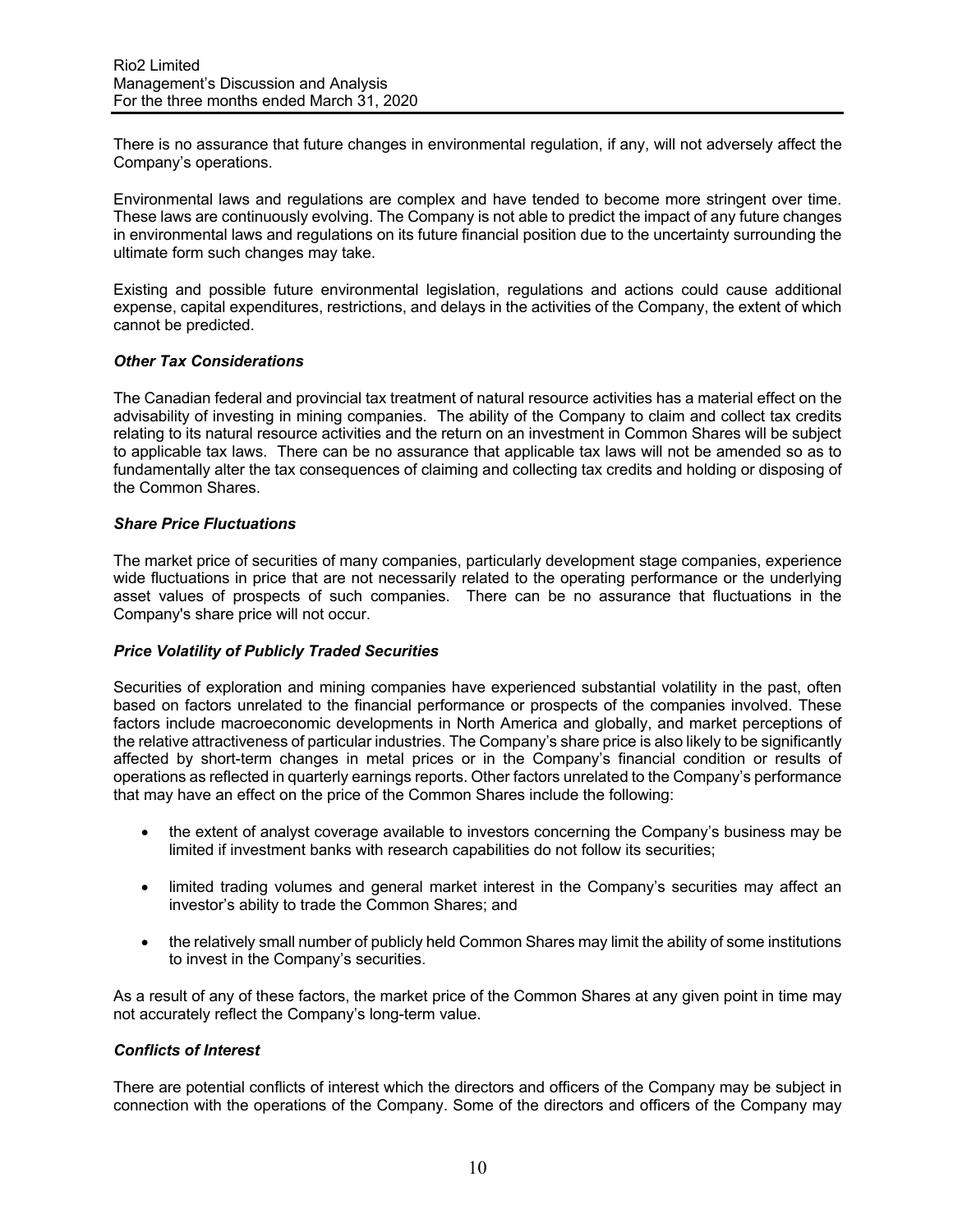There is no assurance that future changes in environmental regulation, if any, will not adversely affect the Company's operations.

Environmental laws and regulations are complex and have tended to become more stringent over time. These laws are continuously evolving. The Company is not able to predict the impact of any future changes in environmental laws and regulations on its future financial position due to the uncertainty surrounding the ultimate form such changes may take.

Existing and possible future environmental legislation, regulations and actions could cause additional expense, capital expenditures, restrictions, and delays in the activities of the Company, the extent of which cannot be predicted.

***Other Tax Considerations***

The Canadian federal and provincial tax treatment of natural resource activities has a material effect on the advisability of investing in mining companies. The ability of the Company to claim and collect tax credits relating to its natural resource activities and the return on an investment in Common Shares will be subject to applicable tax laws. There can be no assurance that applicable tax laws will not be amended so as to fundamentally alter the tax consequences of claiming and collecting tax credits and holding or disposing of the Common Shares.

***Share Price Fluctuations***

The market price of securities of many companies, particularly development stage companies, experience wide fluctuations in price that are not necessarily related to the operating performance or the underlying asset values of prospects of such companies. There can be no assurance that fluctuations in the Company's share price will not occur.

***Price Volatility of Publicly Traded Securities***

Securities of exploration and mining companies have experienced substantial volatility in the past, often based on factors unrelated to the financial performance or prospects of the companies involved. These factors include macroeconomic developments in North America and globally, and market perceptions of the relative attractiveness of particular industries. The Company's share price is also likely to be significantly affected by short-term changes in metal prices or in the Company's financial condition or results of operations as reflected in quarterly earnings reports. Other factors unrelated to the Company's performance that may have an effect on the price of the Common Shares include the following:

- the extent of analyst coverage available to investors concerning the Company's business may be limited if investment banks with research capabilities do not follow its securities;
- limited trading volumes and general market interest in the Company's securities may affect an investor's ability to trade the Common Shares; and
- the relatively small number of publicly held Common Shares may limit the ability of some institutions to invest in the Company's securities.

As a result of any of these factors, the market price of the Common Shares at any given point in time may not accurately reflect the Company's long-term value.

***Conflicts of Interest***

There are potential conflicts of interest which the directors and officers of the Company may be subject in connection with the operations of the Company. Some of the directors and officers of the Company may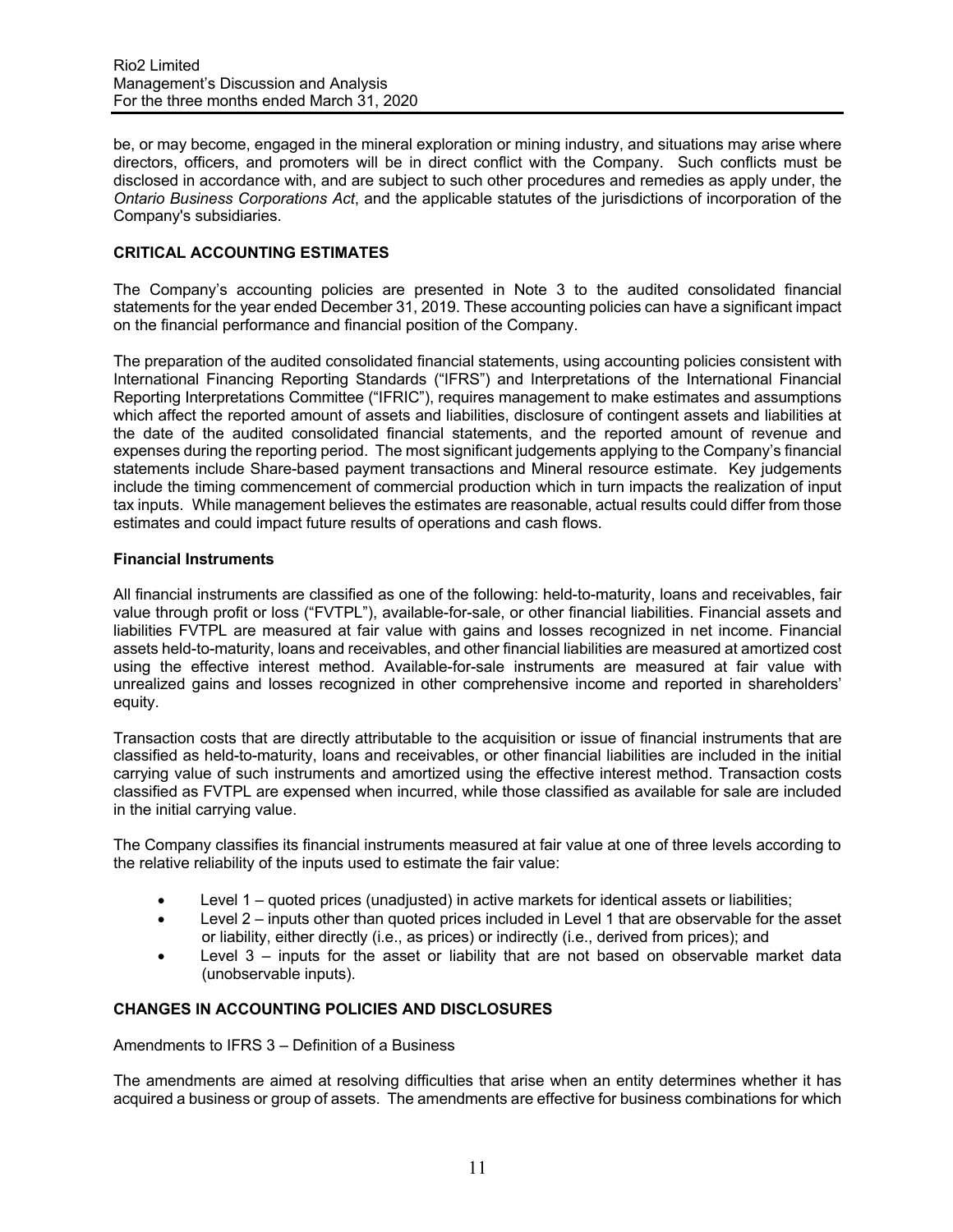be, or may become, engaged in the mineral exploration or mining industry, and situations may arise where directors, officers, and promoters will be in direct conflict with the Company. Such conflicts must be disclosed in accordance with, and are subject to such other procedures and remedies as apply under, the *Ontario Business Corporations Act*, and the applicable statutes of the jurisdictions of incorporation of the Company's subsidiaries.

## CRITICAL ACCOUNTING ESTIMATES

The Company's accounting policies are presented in Note 3 to the audited consolidated financial statements for the year ended December 31, 2019. These accounting policies can have a significant impact on the financial performance and financial position of the Company.

The preparation of the audited consolidated financial statements, using accounting policies consistent with International Financing Reporting Standards ("IFRS") and Interpretations of the International Financial Reporting Interpretations Committee ("IFRIC"), requires management to make estimates and assumptions which affect the reported amount of assets and liabilities, disclosure of contingent assets and liabilities at the date of the audited consolidated financial statements, and the reported amount of revenue and expenses during the reporting period. The most significant judgements applying to the Company's financial statements include Share-based payment transactions and Mineral resource estimate. Key judgements include the timing commencement of commercial production which in turn impacts the realization of input tax inputs. While management believes the estimates are reasonable, actual results could differ from those estimates and could impact future results of operations and cash flows.

### Financial Instruments

All financial instruments are classified as one of the following: held-to-maturity, loans and receivables, fair value through profit or loss ("FVTPL"), available-for-sale, or other financial liabilities. Financial assets and liabilities FVTPL are measured at fair value with gains and losses recognized in net income. Financial assets held-to-maturity, loans and receivables, and other financial liabilities are measured at amortized cost using the effective interest method. Available-for-sale instruments are measured at fair value with unrealized gains and losses recognized in other comprehensive income and reported in shareholders' equity.

Transaction costs that are directly attributable to the acquisition or issue of financial instruments that are classified as held-to-maturity, loans and receivables, or other financial liabilities are included in the initial carrying value of such instruments and amortized using the effective interest method. Transaction costs classified as FVTPL are expensed when incurred, while those classified as available for sale are included in the initial carrying value.

The Company classifies its financial instruments measured at fair value at one of three levels according to the relative reliability of the inputs used to estimate the fair value:

- Level 1 – quoted prices (unadjusted) in active markets for identical assets or liabilities;
- Level 2 – inputs other than quoted prices included in Level 1 that are observable for the asset or liability, either directly (i.e., as prices) or indirectly (i.e., derived from prices); and
- Level 3 – inputs for the asset or liability that are not based on observable market data (unobservable inputs).

## CHANGES IN ACCOUNTING POLICIES AND DISCLOSURES

Amendments to IFRS 3 – Definition of a Business

The amendments are aimed at resolving difficulties that arise when an entity determines whether it has acquired a business or group of assets. The amendments are effective for business combinations for which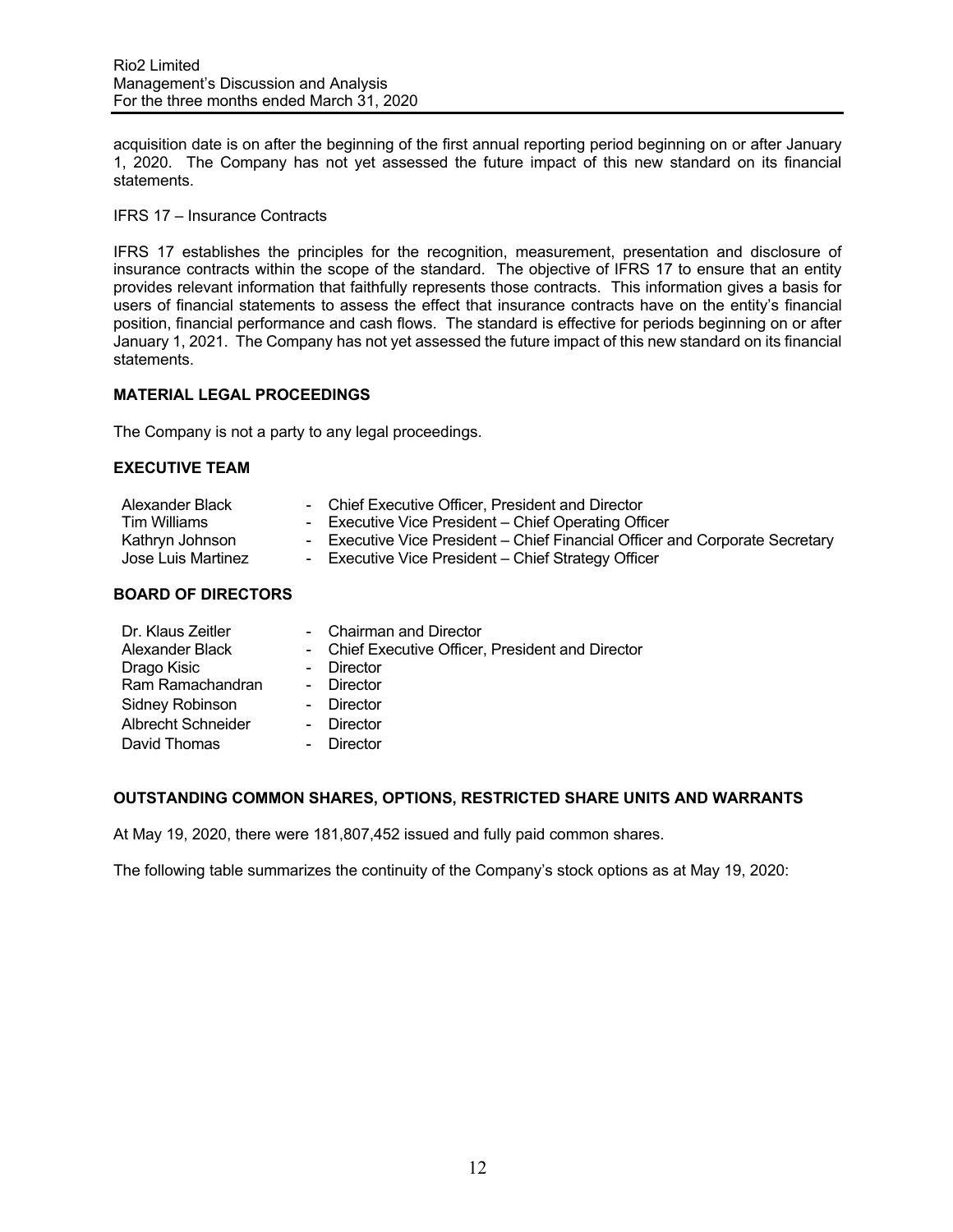acquisition date is on after the beginning of the first annual reporting period beginning on or after January 1, 2020. The Company has not yet assessed the future impact of this new standard on its financial statements.

IFRS 17 – Insurance Contracts

IFRS 17 establishes the principles for the recognition, measurement, presentation and disclosure of insurance contracts within the scope of the standard. The objective of IFRS 17 to ensure that an entity provides relevant information that faithfully represents those contracts. This information gives a basis for users of financial statements to assess the effect that insurance contracts have on the entity's financial position, financial performance and cash flows. The standard is effective for periods beginning on or after January 1, 2021. The Company has not yet assessed the future impact of this new standard on its financial statements.

## MATERIAL LEGAL PROCEEDINGS

The Company is not a party to any legal proceedings.

## EXECUTIVE TEAM

| | |
|---|---|
| Alexander Black | - Chief Executive Officer, President and Director |
| Tim Williams | - Executive Vice President – Chief Operating Officer |
| Kathryn Johnson | - Executive Vice President – Chief Financial Officer and Corporate Secretary |
| Jose Luis Martinez | - Executive Vice President – Chief Strategy Officer |

## BOARD OF DIRECTORS

| | |
|---|---|
| Dr. Klaus Zeitler | - Chairman and Director |
| Alexander Black | - Chief Executive Officer, President and Director |
| Drago Kisic | - Director |
| Ram Ramachandran | - Director |
| Sidney Robinson | - Director |
| Albrecht Schneider | - Director |
| David Thomas | - Director |

## OUTSTANDING COMMON SHARES, OPTIONS, RESTRICTED SHARE UNITS AND WARRANTS

At May 19, 2020, there were 181,807,452 issued and fully paid common shares.

The following table summarizes the continuity of the Company's stock options as at May 19, 2020: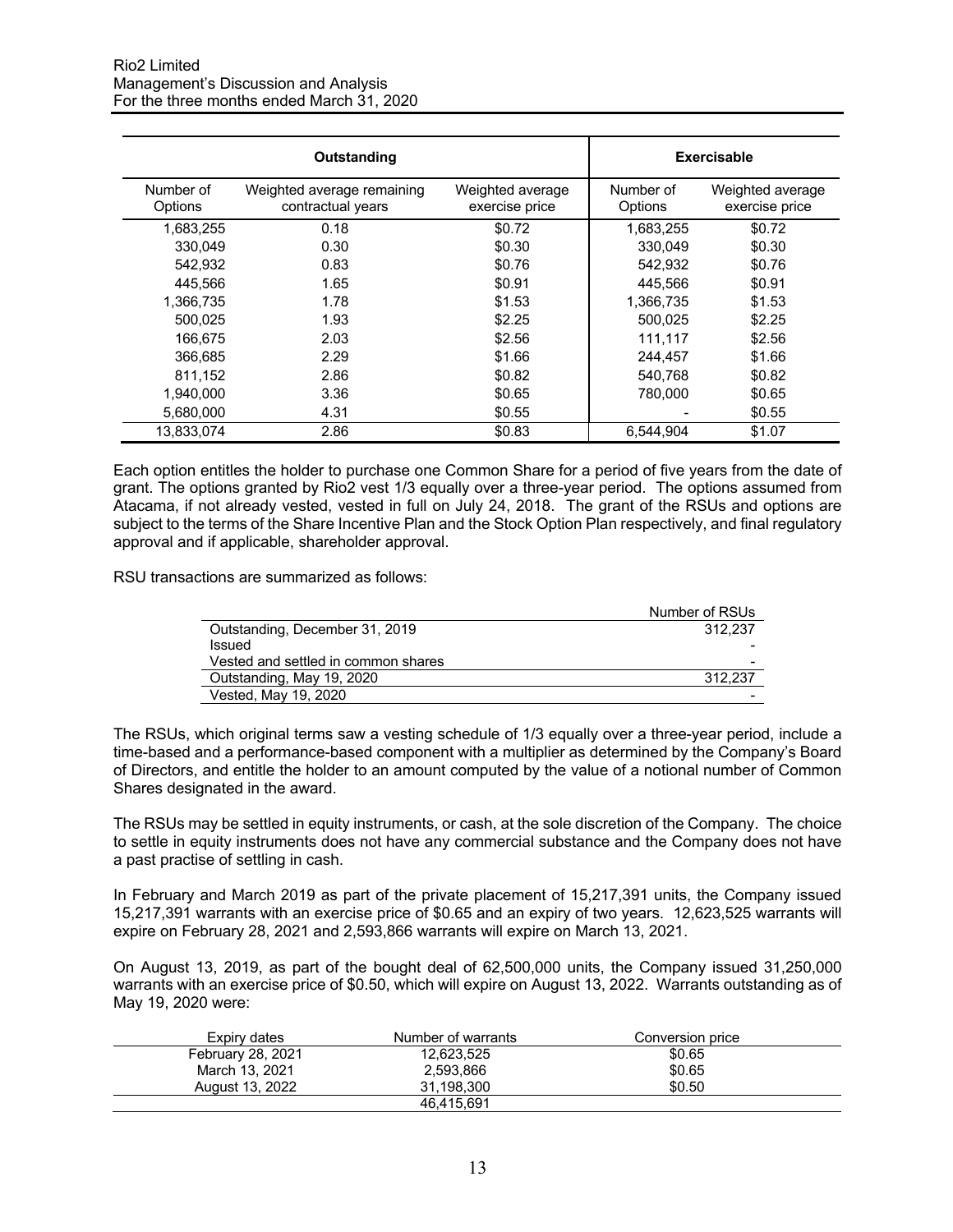| Outstanding | | | Exercisable | |
|---|---|---|---|---|
| Number of Options | Weighted average remaining contractual years | Weighted average exercise price | Number of Options | Weighted average exercise price |
| 1,683,255 | 0.18 | $0.72 | 1,683,255 | $0.72 |
| 330,049 | 0.30 | $0.30 | 330,049 | $0.30 |
| 542,932 | 0.83 | $0.76 | 542,932 | $0.76 |
| 445,566 | 1.65 | $0.91 | 445,566 | $0.91 |
| 1,366,735 | 1.78 | $1.53 | 1,366,735 | $1.53 |
| 500,025 | 1.93 | $2.25 | 500,025 | $2.25 |
| 166,675 | 2.03 | $2.56 | 111,117 | $2.56 |
| 366,685 | 2.29 | $1.66 | 244,457 | $1.66 |
| 811,152 | 2.86 | $0.82 | 540,768 | $0.82 |
| 1,940,000 | 3.36 | $0.65 | 780,000 | $0.65 |
| 5,680,000 | 4.31 | $0.55 | - | $0.55 |
| 13,833,074 | 2.86 | $0.83 | 6,544,904 | $1.07 |

Each option entitles the holder to purchase one Common Share for a period of five years from the date of grant. The options granted by Rio2 vest 1/3 equally over a three-year period. The options assumed from Atacama, if not already vested, vested in full on July 24, 2018. The grant of the RSUs and options are subject to the terms of the Share Incentive Plan and the Stock Option Plan respectively, and final regulatory approval and if applicable, shareholder approval.

RSU transactions are summarized as follows:

| | Number of RSUs |
|---|---|
| Outstanding, December 31, 2019 | 312,237 |
| Issued | - |
| Vested and settled in common shares | - |
| Outstanding, May 19, 2020 | 312,237 |
| Vested, May 19, 2020 | - |

The RSUs, which original terms saw a vesting schedule of 1/3 equally over a three-year period, include a time-based and a performance-based component with a multiplier as determined by the Company's Board of Directors, and entitle the holder to an amount computed by the value of a notional number of Common Shares designated in the award.

The RSUs may be settled in equity instruments, or cash, at the sole discretion of the Company. The choice to settle in equity instruments does not have any commercial substance and the Company does not have a past practise of settling in cash.

In February and March 2019 as part of the private placement of 15,217,391 units, the Company issued 15,217,391 warrants with an exercise price of $0.65 and an expiry of two years. 12,623,525 warrants will expire on February 28, 2021 and 2,593,866 warrants will expire on March 13, 2021.

On August 13, 2019, as part of the bought deal of 62,500,000 units, the Company issued 31,250,000 warrants with an exercise price of $0.50, which will expire on August 13, 2022. Warrants outstanding as of May 19, 2020 were:

| Expiry dates | Number of warrants | Conversion price |
|---|---|---|
| February 28, 2021 | 12,623,525 | $0.65 |
| March 13, 2021 | 2,593,866 | $0.65 |
| August 13, 2022 | 31,198,300 | $0.50 |
| | 46,415,691 | |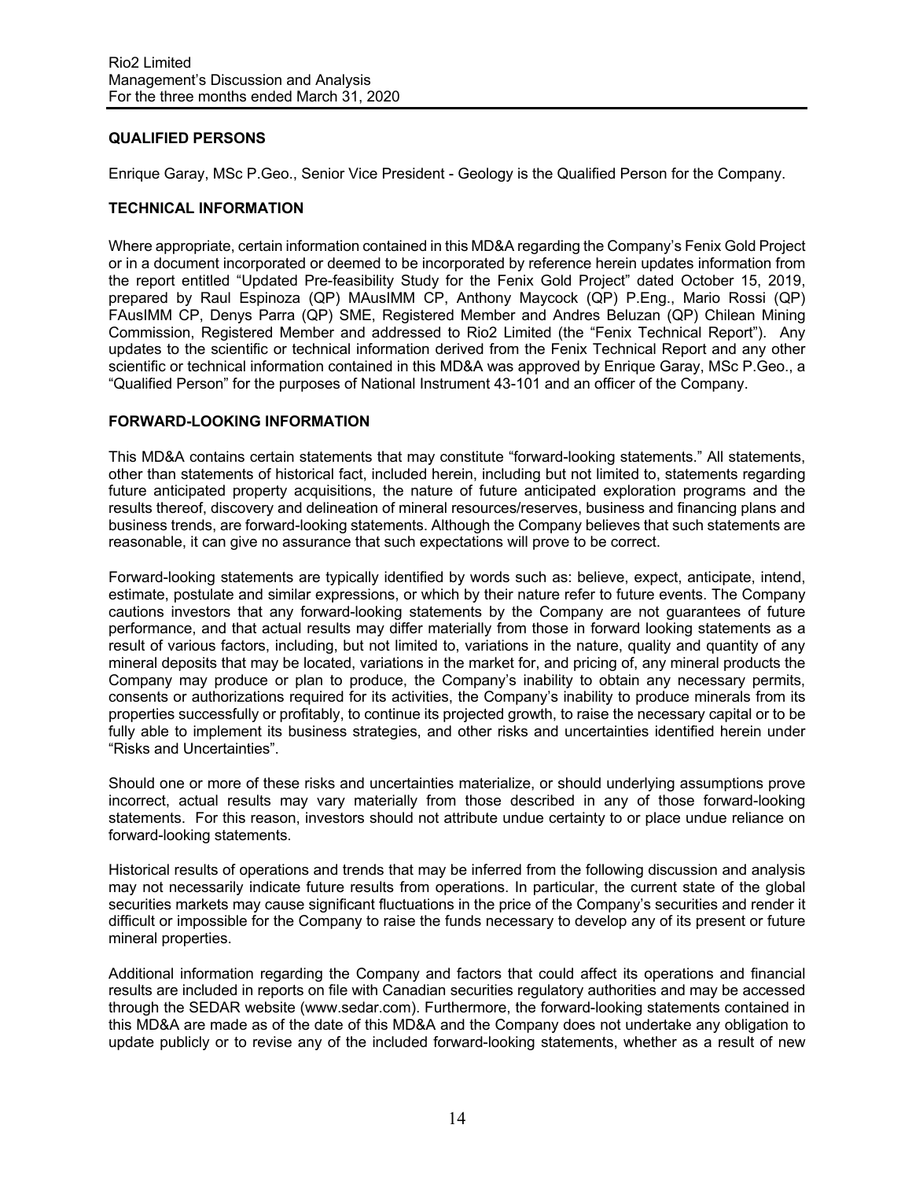## QUALIFIED PERSONS

Enrique Garay, MSc P.Geo., Senior Vice President - Geology is the Qualified Person for the Company.

## TECHNICAL INFORMATION

Where appropriate, certain information contained in this MD&A regarding the Company's Fenix Gold Project or in a document incorporated or deemed to be incorporated by reference herein updates information from the report entitled "Updated Pre-feasibility Study for the Fenix Gold Project" dated October 15, 2019, prepared by Raul Espinoza (QP) MAusIMM CP, Anthony Maycock (QP) P.Eng., Mario Rossi (QP) FAusIMM CP, Denys Parra (QP) SME, Registered Member and Andres Beluzan (QP) Chilean Mining Commission, Registered Member and addressed to Rio2 Limited (the "Fenix Technical Report"). Any updates to the scientific or technical information derived from the Fenix Technical Report and any other scientific or technical information contained in this MD&A was approved by Enrique Garay, MSc P.Geo., a "Qualified Person" for the purposes of National Instrument 43-101 and an officer of the Company.

## FORWARD-LOOKING INFORMATION

This MD&A contains certain statements that may constitute "forward-looking statements." All statements, other than statements of historical fact, included herein, including but not limited to, statements regarding future anticipated property acquisitions, the nature of future anticipated exploration programs and the results thereof, discovery and delineation of mineral resources/reserves, business and financing plans and business trends, are forward-looking statements. Although the Company believes that such statements are reasonable, it can give no assurance that such expectations will prove to be correct.

Forward-looking statements are typically identified by words such as: believe, expect, anticipate, intend, estimate, postulate and similar expressions, or which by their nature refer to future events. The Company cautions investors that any forward-looking statements by the Company are not guarantees of future performance, and that actual results may differ materially from those in forward looking statements as a result of various factors, including, but not limited to, variations in the nature, quality and quantity of any mineral deposits that may be located, variations in the market for, and pricing of, any mineral products the Company may produce or plan to produce, the Company's inability to obtain any necessary permits, consents or authorizations required for its activities, the Company's inability to produce minerals from its properties successfully or profitably, to continue its projected growth, to raise the necessary capital or to be fully able to implement its business strategies, and other risks and uncertainties identified herein under "Risks and Uncertainties".

Should one or more of these risks and uncertainties materialize, or should underlying assumptions prove incorrect, actual results may vary materially from those described in any of those forward-looking statements. For this reason, investors should not attribute undue certainty to or place undue reliance on forward-looking statements.

Historical results of operations and trends that may be inferred from the following discussion and analysis may not necessarily indicate future results from operations. In particular, the current state of the global securities markets may cause significant fluctuations in the price of the Company's securities and render it difficult or impossible for the Company to raise the funds necessary to develop any of its present or future mineral properties.

Additional information regarding the Company and factors that could affect its operations and financial results are included in reports on file with Canadian securities regulatory authorities and may be accessed through the SEDAR website (www.sedar.com). Furthermore, the forward-looking statements contained in this MD&A are made as of the date of this MD&A and the Company does not undertake any obligation to update publicly or to revise any of the included forward-looking statements, whether as a result of new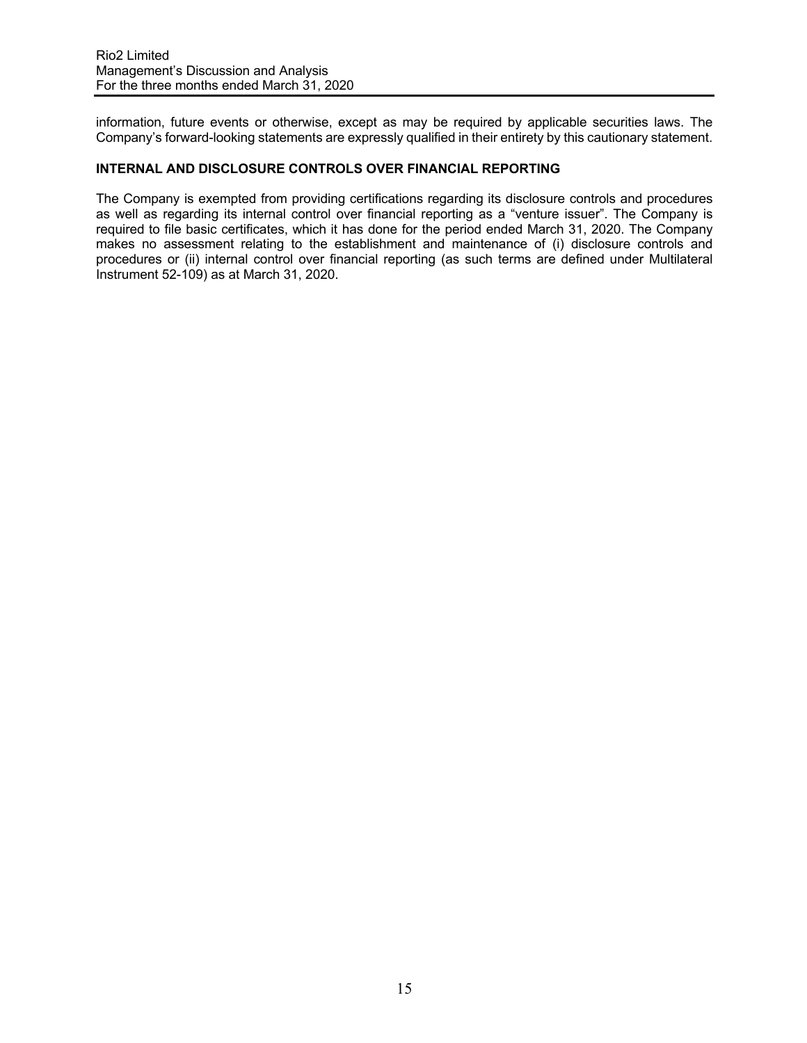information, future events or otherwise, except as may be required by applicable securities laws. The Company's forward-looking statements are expressly qualified in their entirety by this cautionary statement.

**INTERNAL AND DISCLOSURE CONTROLS OVER FINANCIAL REPORTING**

The Company is exempted from providing certifications regarding its disclosure controls and procedures as well as regarding its internal control over financial reporting as a "venture issuer". The Company is required to file basic certificates, which it has done for the period ended March 31, 2020. The Company makes no assessment relating to the establishment and maintenance of (i) disclosure controls and procedures or (ii) internal control over financial reporting (as such terms are defined under Multilateral Instrument 52-109) as at March 31, 2020.